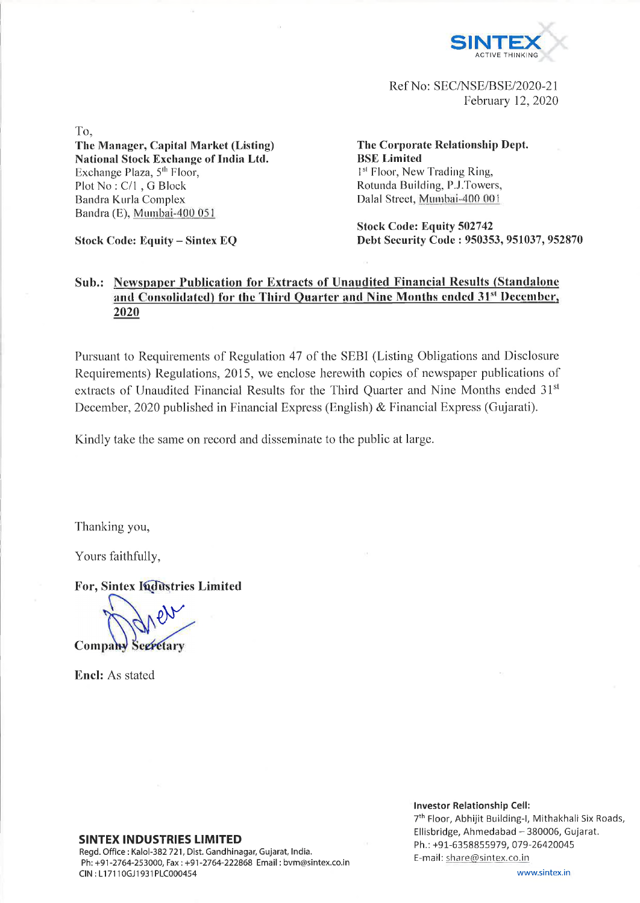SINTEX
ACTIVE THINKING

Ref No: SEC/NSE/BSE/2020-21
February 12, 2020

To,

**The Manager, Capital Market (Listing)**
**National Stock Exchange of India Ltd.**
Exchange Plaza, 5th Floor,
Plot No : C/1 , G Block
Bandra Kurla Complex
Bandra (E), Mumbai-400 051

**Stock Code: Equity – Sintex EQ**

**The Corporate Relationship Dept.**
**BSE Limited**
1st Floor, New Trading Ring,
Rotunda Building, P.J.Towers,
Dalal Street, Mumbai-400 001

**Stock Code: Equity 502742**
**Debt Security Code : 950353, 951037, 952870**

**Sub.: Newspaper Publication for Extracts of Unaudited Financial Results (Standalone and Consolidated) for the Third Quarter and Nine Months ended 31st December, 2020**

Pursuant to Requirements of Regulation 47 of the SEBI (Listing Obligations and Disclosure Requirements) Regulations, 2015, we enclose herewith copies of newspaper publications of extracts of Unaudited Financial Results for the Third Quarter and Nine Months ended 31st December, 2020 published in Financial Express (English) & Financial Express (Gujarati).

Kindly take the same on record and disseminate to the public at large.

Thanking you,

Yours faithfully,

**For, Sintex Industries Limited**

**Company Secretary**

**Encl:** As stated

**SINTEX INDUSTRIES LIMITED**
Regd. Office : Kalol-382 721, Dist. Gandhinagar, Gujarat, India.
Ph: +91-2764-253000, Fax : +91-2764-222868 Email : bvm@sintex.co.in
CIN : L17110GJ1931PLC000454

**Investor Relationship Cell:**
7th Floor, Abhijit Building-I, Mithakhali Six Roads, Ellisbridge, Ahmedabad – 380006, Gujarat.
Ph.: +91-6358855979, 079-26420045
E-mail: share@sintex.co.in

www.sintex.in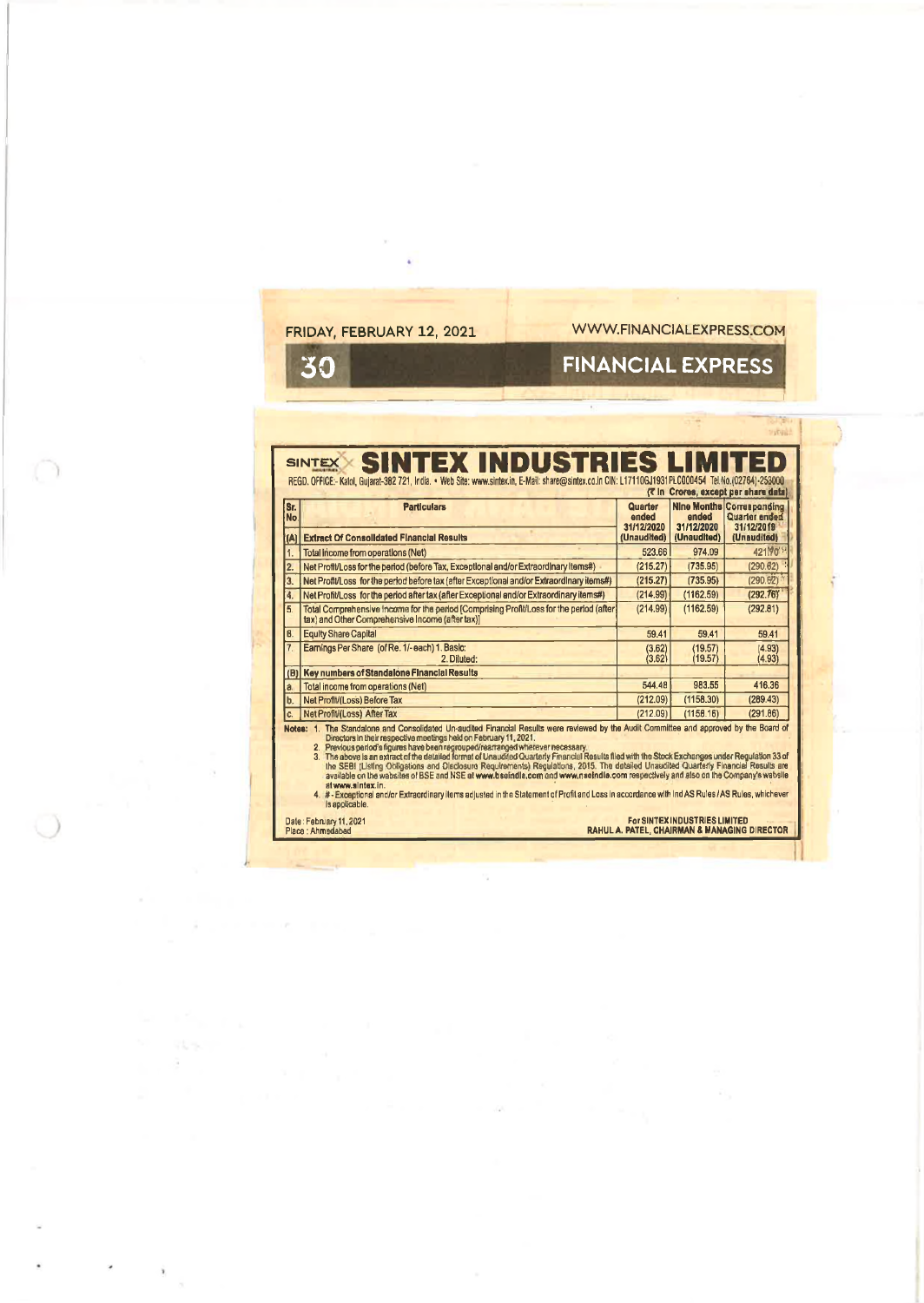FRIDAY, FEBRUARY 12, 2021

WWW.FINANCIALEXPRESS.COM

FINANCIAL EXPRESS

# SINTEX INDUSTRIES LIMITED

REGD. OFFICE:- Kalol, Gujarat-382 721, India. • Web Site: www.sintex.in, E-Mail: share@sintex.co.in CIN: L17110GJ1931PLC000454 Tel.No.(02764)-253000

(₹ in Crores, except per share data)

| Sr. No | Particulars | Quarter ended 31/12/2020 (Unaudited) | Nine Months ended 31/12/2020 (Unaudited) | Corresponding Quarter ended 31/12/2019 (Unaudited) |
|---|---|---|---|---|
| (A) | **Extract Of Consolidated Financial Results** | | | |
| 1. | Total Income from operations (Net) | 523.66 | 974.09 | 421.70 |
| 2. | Net Profit/Loss for the period (before Tax, Exceptional and/or Extraordinary items#) | (215.27) | (735.95) | (290.62) |
| 3. | Net Profit/Loss for the period before tax (after Exceptional and/or Extraordinary items#) | (215.27) | (735.95) | (290.62) |
| 4. | Net Profit/Loss for the period after tax (after Exceptional and/or Extraordinary items#) | (214.99) | (1162.59) | (292.76) |
| 5. | Total Comprehensive Income for the period [Comprising Profit/Loss for the period (after tax) and Other Comprehensive Income (after tax)] | (214.99) | (1162.59) | (292.81) |
| 6. | Equity Share Capital | 59.41 | 59.41 | 59.41 |
| 7. | Earnings Per Share (of Re. 1/- each) 1. Basic: 2. Diluted: | (3.62) (3.62) | (19.57) (19.57) | (4.93) (4.93) |
| (B) | **Key numbers of Standalone Financial Results** | | | |
| a. | Total income from operations (Net) | 544.48 | 983.55 | 416.36 |
| b. | Net Profit/(Loss) Before Tax | (212.09) | (1158.30) | (289.43) |
| c. | Net Profit/(Loss) After Tax | (212.09) | (1158.16) | (291.86) |

**Notes:**

1. The Standalone and Consolidated Un-audited Financial Results were reviewed by the Audit Committee and approved by the Board of Directors in their respective meetings held on February 11, 2021.
2. Previous period's figures have been regrouped/rearranged wherever necessary.
3. The above is an extract of the detailed format of Unaudited Quarterly Financial Results filed with the Stock Exchanges under Regulation 33 of the SEBI (Listing Obligations and Disclosure Requirements) Regulations, 2015. The detailed Unaudited Quarterly Financial Results are available on the websites of BSE and NSE at www.bseindia.com and www.nseindia.com respectively and also on the Company's website at www.sintex.in.
4. # - Exceptional and/or Extraordinary items adjusted in the Statement of Profit and Loss in accordance with Ind AS Rules / AS Rules, whichever is applicable.

Date : February 11, 2021
Place : Ahmedabad

For SINTEX INDUSTRIES LIMITED
RAHUL A. PATEL, CHAIRMAN & MANAGING DIRECTOR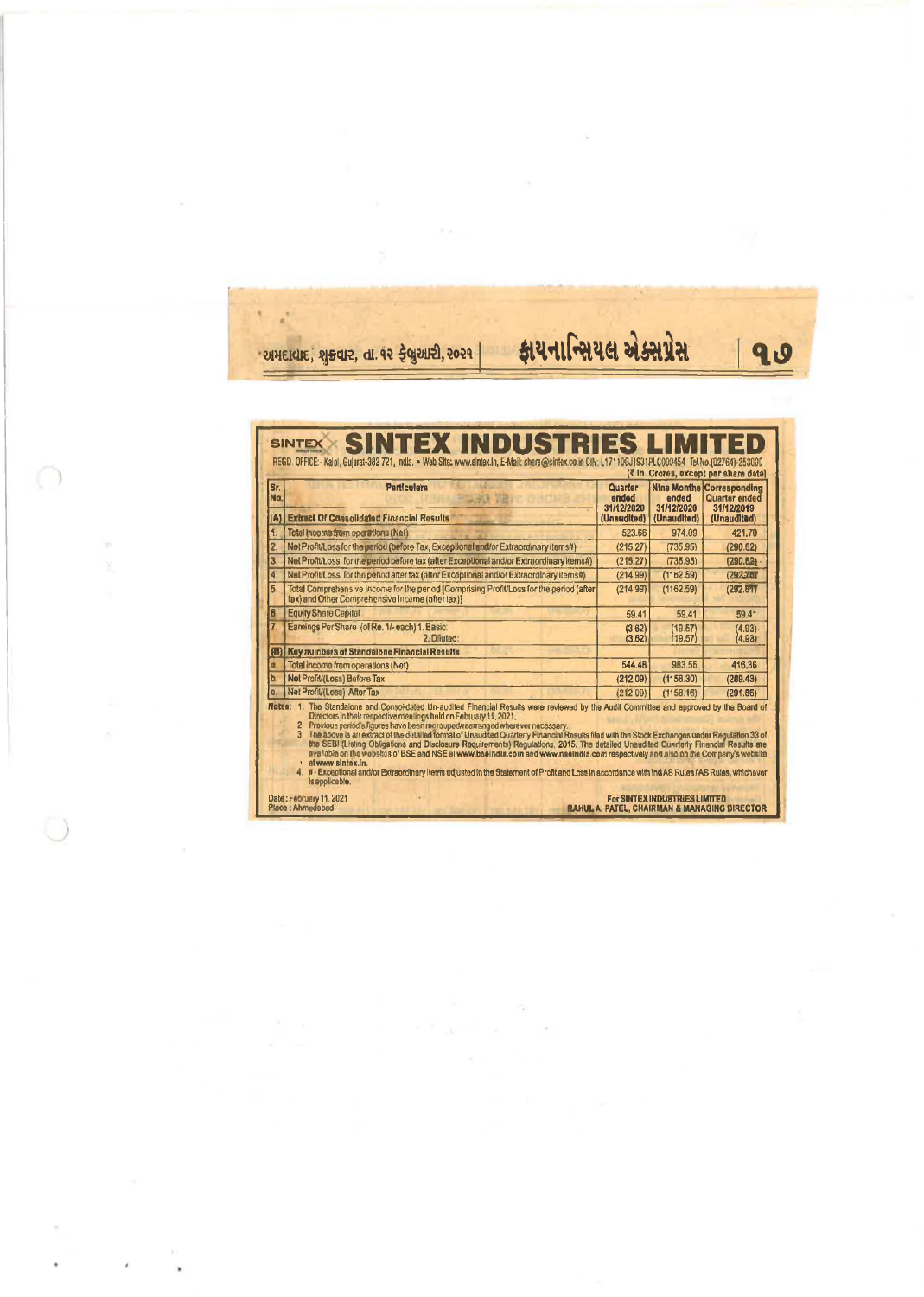અમદાવાદ, શુક્રવાર, તા. ૧૨ ફેબ્રુઆરી, ૨૦૨૧ | ફાયનાન્સિયલ એક્સપ્રેસ

# SINTEX INDUSTRIES LIMITED

REGD. OFFICE:- Kalol, Gujarat-382 721, India. • Web Site: www.sintex.in, E-Mail: share@sintex.co.in CIN: L17110GJ1931PLC000454 Tel.No.(02764)-253000

(₹ In Crores, except per share data)

| Sr. No. | Particulars | Quarter ended 31/12/2020 (Unaudited) | Nine Months ended 31/12/2020 (Unaudited) | Corresponding Quarter ended 31/12/2019 (Unaudited) |
|---|---|---|---|---|
| (A) | Extract Of Consolidated Financial Results | | | |
| 1. | Total Income from operations (Net) | 523.66 | 974.09 | 421.70 |
| 2. | Net Profit/Loss for the period (before Tax, Exceptional and/or Extraordinary items#) | (215.27) | (735.95) | (290.62) |
| 3. | Net Profit/Loss for the period before tax (after Exceptional and/or Extraordinary items#) | (215.27) | (735.95) | (290.62) |
| 4. | Net Profit/Loss for the period after tax (after Exceptional and/or Extraordinary items#) | (214.99) | (1162.59) | (292.78) |
| 5. | Total Comprehensive Income for the period [Comprising Profit/Loss for the period (after tax) and Other Comprehensive Income (after tax)] | (214.99) | (1162.59) | (292.81) |
| 6. | Equity Share Capital | 59.41 | 59.41 | 59.41 |
| 7. | Earnings Per Share (of Re. 1/- each) 1. Basic: 2. Diluted: | (3.62) (3.62) | (19.57) (19.57) | (4.93) (4.93) |
| (B) | Key numbers of Standalone Financial Results | | | |
| a. | Total income from operations (Net) | 544.48 | 983.55 | 416.36 |
| b. | Net Profit/(Loss) Before Tax | (212.09) | (1158.30) | (289.43) |
| c. | Net Profit/(Loss) After Tax | (212.09) | (1158.16) | (291.86) |

Notes: 1. The Standalone and Consolidated Un-audited Financial Results were reviewed by the Audit Committee and approved by the Board of Directors in their respective meetings held on February 11, 2021.

2. Previous period's figures have been regrouped/rearranged wherever necessary.

3. The above is an extract of the detailed format of Unaudited Quarterly Financial Results filed with the Stock Exchanges under Regulation 33 of the SEBI (Listing Obligations and Disclosure Requirements) Regulations, 2015. The detailed Unaudited Quarterly Financial Results are available on the websites of BSE and NSE at www.bseindia.com and www.nseindia.com respectively and also on the Company's website at www.sintex.in.

4. # - Exceptional and/or Extraordinary items adjusted in the Statement of Profit and Loss in accordance with Ind AS Rules / AS Rules, whichever is applicable.

Date: February 11, 2021
Place: Ahmedabad

For SINTEX INDUSTRIES LIMITED
RAHUL A. PATEL, CHAIRMAN & MANAGING DIRECTOR